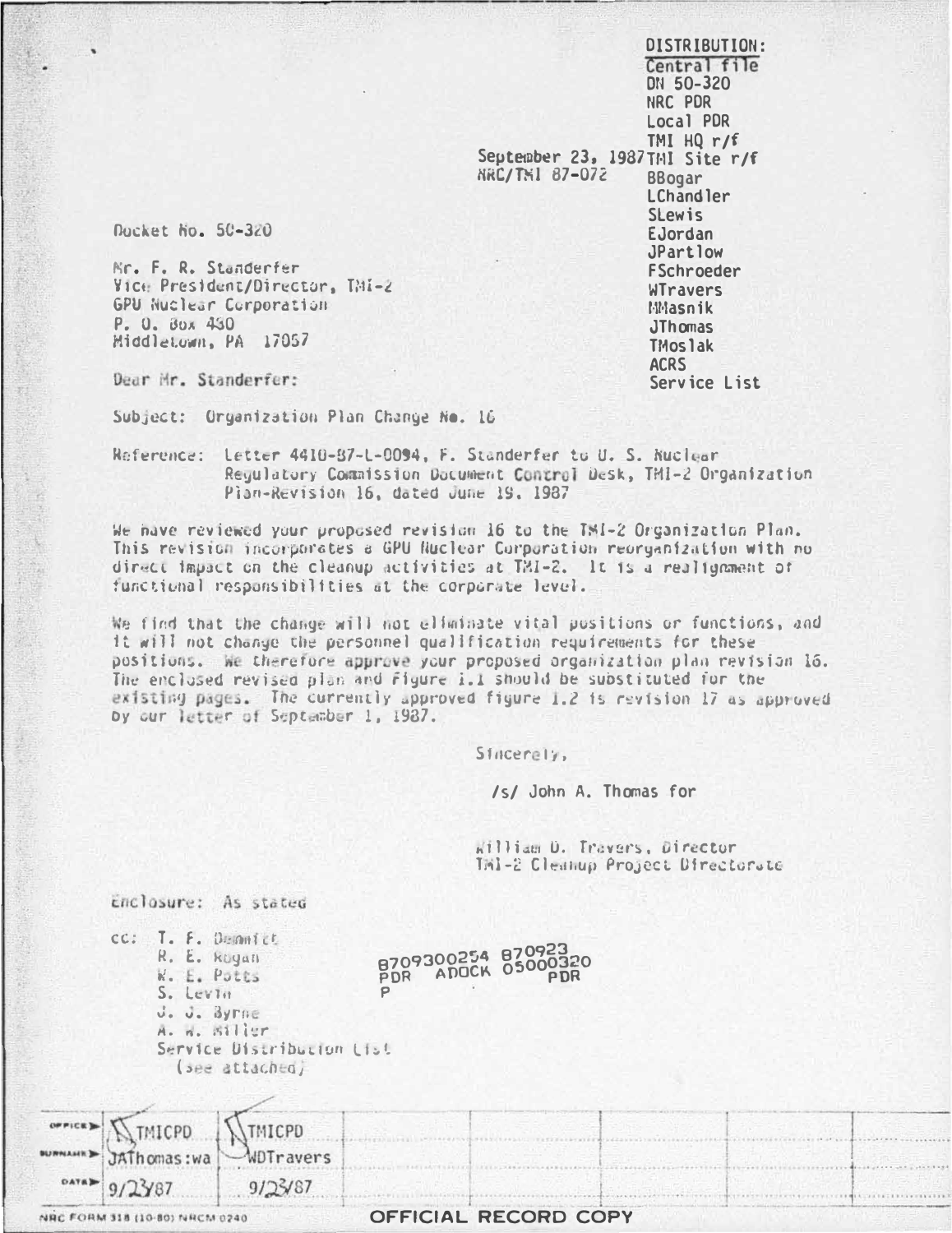DISTRIBUTION:
Central file
DN 50-320
NRC PDR
Local PDR
TMI HQ r/f
TMI Site r/f
BBogar
LChandler
SLewis
EJordan
JPartlow
FSchroeder
WTravers
MMasnik
JThomas
TMoslak
ACRS
Service List

September 23, 1987
NRC/TMI 87-072

Docket No. 50-320

Mr. F. R. Standerfer
Vice President/Director, TMI-2
GPU Nuclear Corporation
P. O. Box 480
Middletown, PA 17057

Dear Mr. Standerfer:

Subject: Organization Plan Change No. 16

Reference: Letter 4410-87-L-0094, F. Standerfer to U. S. Nuclear Regulatory Commission Document Control Desk, TMI-2 Organization Plan-Revision 16, dated June 19, 1987

We have reviewed your proposed revision 16 to the TMI-2 Organization Plan. This revision incorporates a GPU Nuclear Corporation reorganization with no direct impact on the cleanup activities at TMI-2. It is a realignment of functional responsibilities at the corporate level.

We find that the change will not eliminate vital positions or functions, and it will not change the personnel qualification requirements for these positions. We therefore approve your proposed organization plan revision 16. The enclosed revised plan and Figure 1.1 should be substituted for the existing pages. The currently approved figure 1.2 is revision 17 as approved by our letter of September 1, 1987.

Sincerely,

/s/ John A. Thomas for

William D. Travers, Director
TMI-2 Cleanup Project Directorate

Enclosure: As stated

cc: T. F. Demmitt
R. E. Rogan
W. E. Potts
S. Levin
J. J. Byrne
A. W. Miller
Service Distribution List
(see attached)

8709300254 870923
PDR ADOCK 05000320
P PDR

| OFFICE | TMICPD | TMICPD |
|---|---|---|
| SURNAME | JAThomas:wa | WDTravers |
| DATE | 9/23/87 | 9/23/87 |

NRC FORM 318 (10-80) NRCM 0240

OFFICIAL RECORD COPY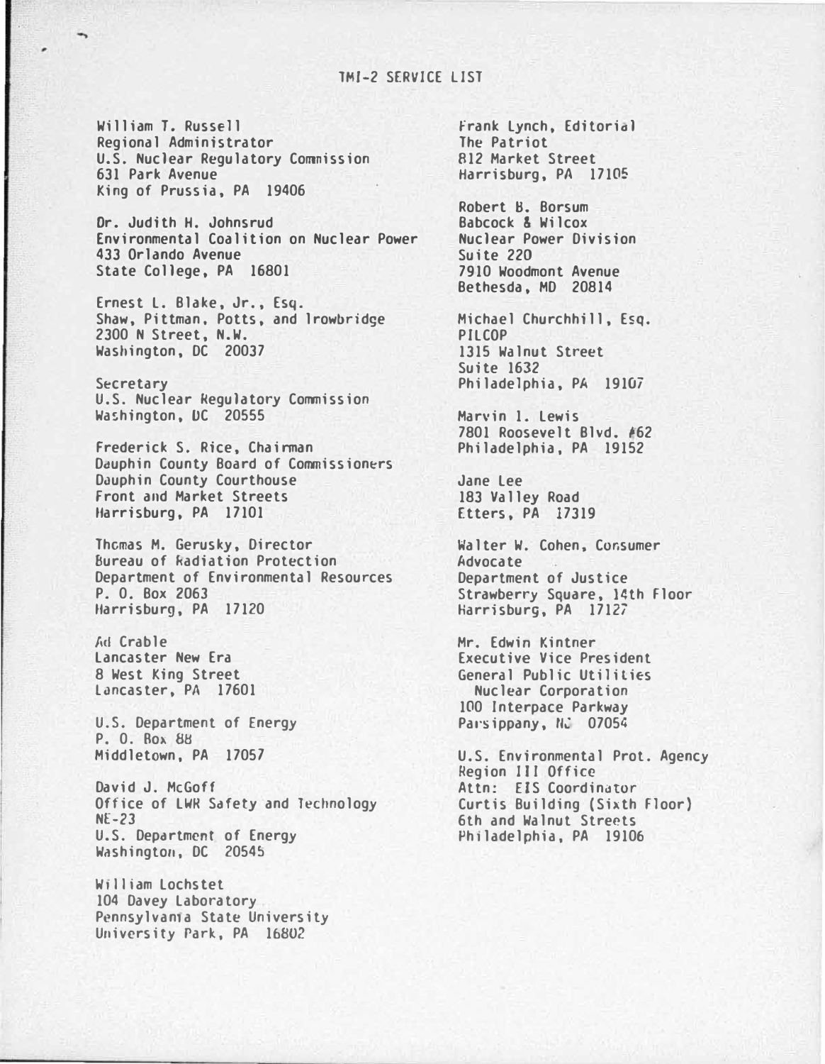# TMI-2 SERVICE LIST

William T. Russell
Regional Administrator
U.S. Nuclear Regulatory Commission
631 Park Avenue
King of Prussia, PA 19406

Dr. Judith H. Johnsrud
Environmental Coalition on Nuclear Power
433 Orlando Avenue
State College, PA 16801

Ernest L. Blake, Jr., Esq.
Shaw, Pittman, Potts, and Trowbridge
2300 N Street, N.W.
Washington, DC 20037

Secretary
U.S. Nuclear Regulatory Commission
Washington, DC 20555

Frederick S. Rice, Chairman
Dauphin County Board of Commissioners
Dauphin County Courthouse
Front and Market Streets
Harrisburg, PA 17101

Thomas M. Gerusky, Director
Bureau of Radiation Protection
Department of Environmental Resources
P. O. Box 2063
Harrisburg, PA 17120

Ad Crable
Lancaster New Era
8 West King Street
Lancaster, PA 17601

U.S. Department of Energy
P. O. Box 88
Middletown, PA 17057

David J. McGoff
Office of LWR Safety and Technology
NE-23
U.S. Department of Energy
Washington, DC 20545

William Lochstet
104 Davey Laboratory
Pennsylvania State University
University Park, PA 16802

Frank Lynch, Editorial
The Patriot
812 Market Street
Harrisburg, PA 17105

Robert B. Borsum
Babcock & Wilcox
Nuclear Power Division
Suite 220
7910 Woodmont Avenue
Bethesda, MD 20814

Michael Churchhill, Esq.
PILCOP
1315 Walnut Street
Suite 1632
Philadelphia, PA 19107

Marvin I. Lewis
7801 Roosevelt Blvd. #62
Philadelphia, PA 19152

Jane Lee
183 Valley Road
Etters, PA 17319

Walter W. Cohen, Consumer
Advocate
Department of Justice
Strawberry Square, 14th Floor
Harrisburg, PA 17127

Mr. Edwin Kintner
Executive Vice President
General Public Utilities
Nuclear Corporation
100 Interpace Parkway
Parsippany, NJ 07054

U.S. Environmental Prot. Agency
Region III Office
Attn: EIS Coordinator
Curtis Building (Sixth Floor)
6th and Walnut Streets
Philadelphia, PA 19106